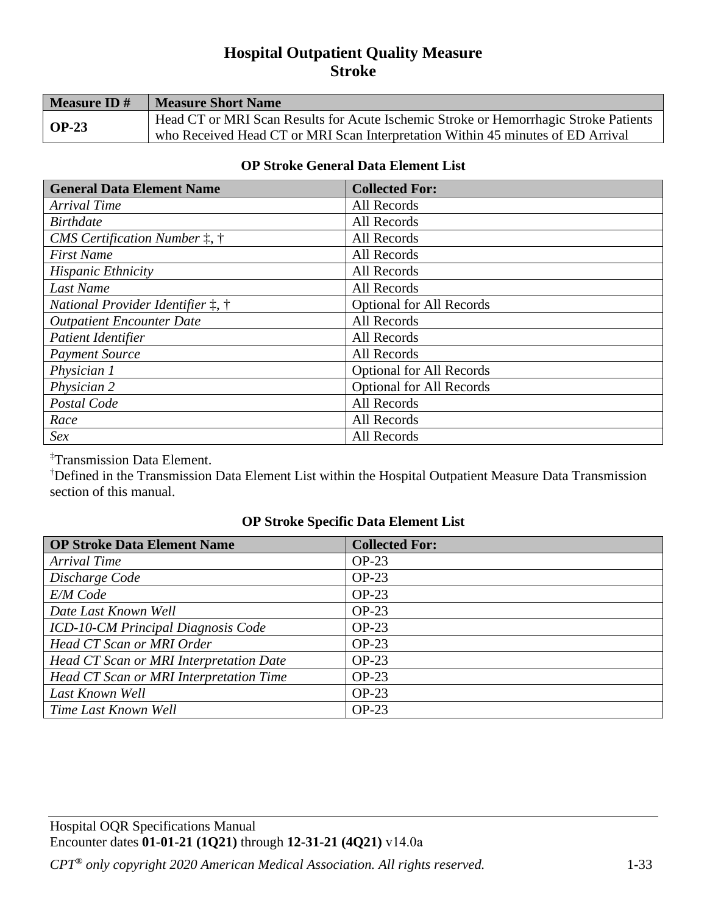# Hospital Outpatient Quality Measure
# Stroke

| Measure ID # | Measure Short Name |
|---|---|
| **OP-23** | Head CT or MRI Scan Results for Acute Ischemic Stroke or Hemorrhagic Stroke Patients who Received Head CT or MRI Scan Interpretation Within 45 minutes of ED Arrival |

### OP Stroke General Data Element List

| General Data Element Name | Collected For: |
|---|---|
| *Arrival Time* | All Records |
| *Birthdate* | All Records |
| *CMS Certification Number ‡, †* | All Records |
| *First Name* | All Records |
| *Hispanic Ethnicity* | All Records |
| *Last Name* | All Records |
| *National Provider Identifier ‡, †* | Optional for All Records |
| *Outpatient Encounter Date* | All Records |
| *Patient Identifier* | All Records |
| *Payment Source* | All Records |
| *Physician 1* | Optional for All Records |
| *Physician 2* | Optional for All Records |
| *Postal Code* | All Records |
| *Race* | All Records |
| *Sex* | All Records |

‡Transmission Data Element.
†Defined in the Transmission Data Element List within the Hospital Outpatient Measure Data Transmission section of this manual.

### OP Stroke Specific Data Element List

| OP Stroke Data Element Name | Collected For: |
|---|---|
| *Arrival Time* | OP-23 |
| *Discharge Code* | OP-23 |
| *E/M Code* | OP-23 |
| *Date Last Known Well* | OP-23 |
| *ICD-10-CM Principal Diagnosis Code* | OP-23 |
| *Head CT Scan or MRI Order* | OP-23 |
| *Head CT Scan or MRI Interpretation Date* | OP-23 |
| *Head CT Scan or MRI Interpretation Time* | OP-23 |
| *Last Known Well* | OP-23 |
| *Time Last Known Well* | OP-23 |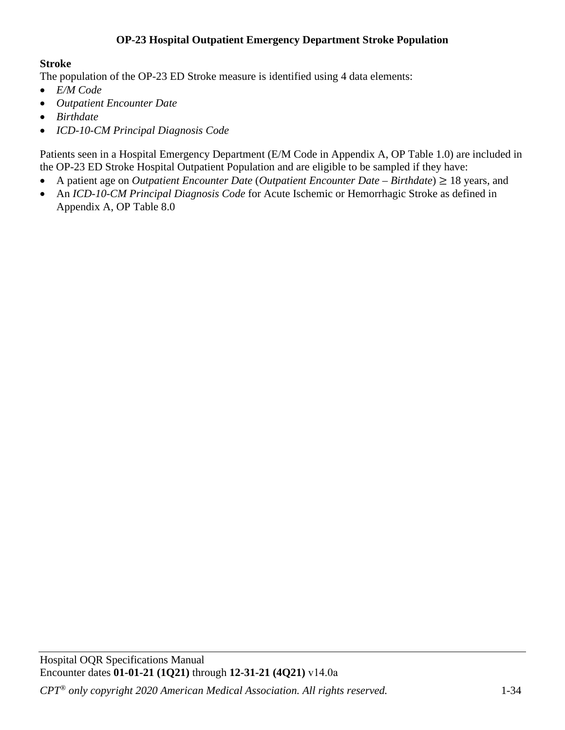## OP-23 Hospital Outpatient Emergency Department Stroke Population

**Stroke**

The population of the OP-23 ED Stroke measure is identified using 4 data elements:

- *E/M Code*
- *Outpatient Encounter Date*
- *Birthdate*
- *ICD-10-CM Principal Diagnosis Code*

Patients seen in a Hospital Emergency Department (E/M Code in Appendix A, OP Table 1.0) are included in the OP-23 ED Stroke Hospital Outpatient Population and are eligible to be sampled if they have:

- A patient age on *Outpatient Encounter Date* (*Outpatient Encounter Date – Birthdate*) ≥ 18 years, and
- An *ICD-10-CM Principal Diagnosis Code* for Acute Ischemic or Hemorrhagic Stroke as defined in Appendix A, OP Table 8.0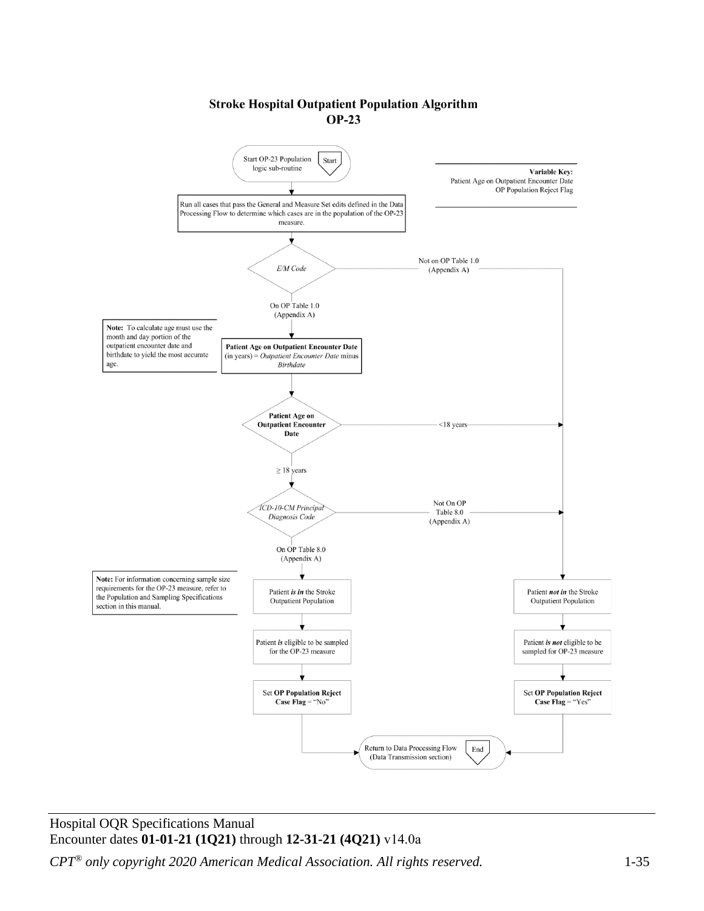# Stroke Hospital Outpatient Population Algorithm
## OP-23

**Variable Key:**
Patient Age on Outpatient Encounter Date
OP Population Reject Flag

Start OP-23 Population logic sub-routine (Start)

Run all cases that pass the General and Measure Set edits defined in the Data Processing Flow to determine which cases are in the population of the OP-23 measure.

*E/M Code*
- Not on OP Table 1.0 (Appendix A) → Patient *not in* the Stroke Outpatient Population
- On OP Table 1.0 (Appendix A) → continue

**Note:** To calculate age must use the month and day portion of the outpatient encounter date and birthdate to yield the most accurate age.

**Patient Age on Outpatient Encounter Date** (in years) = *Outpatient Encounter Date* minus *Birthdate*

**Patient Age on Outpatient Encounter Date**
- <18 years → Patient *not in* the Stroke Outpatient Population
- ≥ 18 years → continue

*ICD-10-CM Principal Diagnosis Code*
- Not On OP Table 8.0 (Appendix A) → Patient *not in* the Stroke Outpatient Population
- On OP Table 8.0 (Appendix A) → Patient *is in* the Stroke Outpatient Population

**Note:** For information concerning sample size requirements for the OP-23 measure, refer to the Population and Sampling Specifications section in this manual.

Patient *is in* the Stroke Outpatient Population → Patient *is* eligible to be sampled for the OP-23 measure → Set **OP Population Reject Case Flag** = "No"

Patient *not in* the Stroke Outpatient Population → Patient *is not* eligible to be sampled for OP-23 measure → Set **OP Population Reject Case Flag** = "Yes"

Return to Data Processing Flow (Data Transmission section) (End)

Hospital OQR Specifications Manual
Encounter dates **01-01-21 (1Q21)** through **12-31-21 (4Q21)** v14.0a

*CPT® only copyright 2020 American Medical Association. All rights reserved.*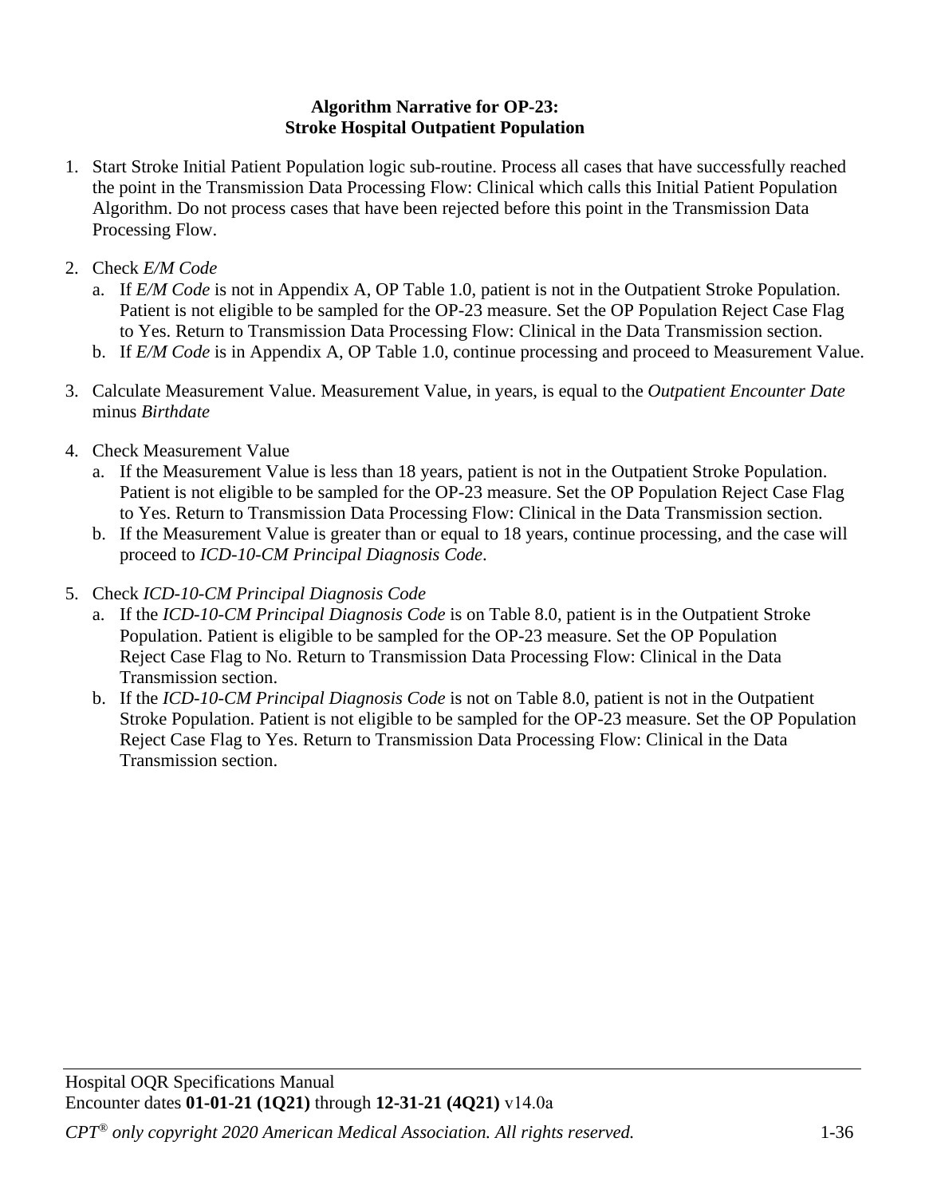## Algorithm Narrative for OP-23:
## Stroke Hospital Outpatient Population

1. Start Stroke Initial Patient Population logic sub-routine. Process all cases that have successfully reached the point in the Transmission Data Processing Flow: Clinical which calls this Initial Patient Population Algorithm. Do not process cases that have been rejected before this point in the Transmission Data Processing Flow.

2. Check *E/M Code*
   a. If *E/M Code* is not in Appendix A, OP Table 1.0, patient is not in the Outpatient Stroke Population. Patient is not eligible to be sampled for the OP-23 measure. Set the OP Population Reject Case Flag to Yes. Return to Transmission Data Processing Flow: Clinical in the Data Transmission section.
   b. If *E/M Code* is in Appendix A, OP Table 1.0, continue processing and proceed to Measurement Value.

3. Calculate Measurement Value. Measurement Value, in years, is equal to the *Outpatient Encounter Date* minus *Birthdate*

4. Check Measurement Value
   a. If the Measurement Value is less than 18 years, patient is not in the Outpatient Stroke Population. Patient is not eligible to be sampled for the OP-23 measure. Set the OP Population Reject Case Flag to Yes. Return to Transmission Data Processing Flow: Clinical in the Data Transmission section.
   b. If the Measurement Value is greater than or equal to 18 years, continue processing, and the case will proceed to *ICD-10-CM Principal Diagnosis Code*.

5. Check *ICD-10-CM Principal Diagnosis Code*
   a. If the *ICD-10-CM Principal Diagnosis Code* is on Table 8.0, patient is in the Outpatient Stroke Population. Patient is eligible to be sampled for the OP-23 measure. Set the OP Population Reject Case Flag to No. Return to Transmission Data Processing Flow: Clinical in the Data Transmission section.
   b. If the *ICD-10-CM Principal Diagnosis Code* is not on Table 8.0, patient is not in the Outpatient Stroke Population. Patient is not eligible to be sampled for the OP-23 measure. Set the OP Population Reject Case Flag to Yes. Return to Transmission Data Processing Flow: Clinical in the Data Transmission section.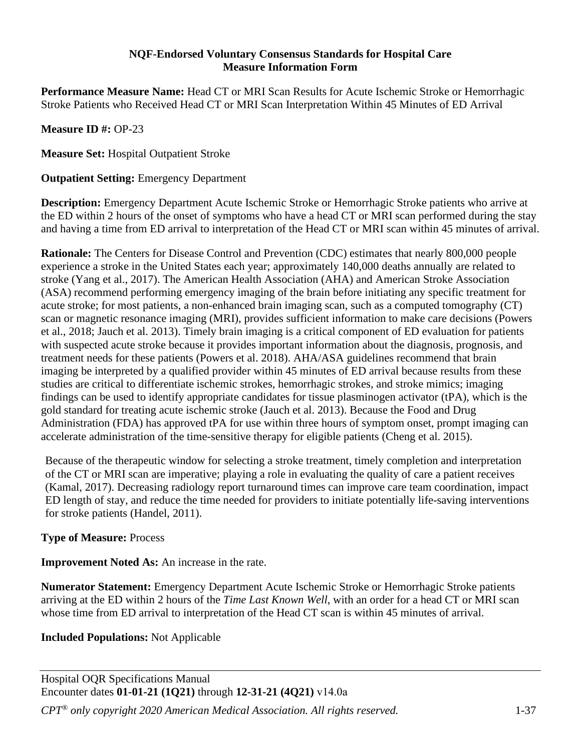**NQF-Endorsed Voluntary Consensus Standards for Hospital Care**
**Measure Information Form**

**Performance Measure Name:** Head CT or MRI Scan Results for Acute Ischemic Stroke or Hemorrhagic Stroke Patients who Received Head CT or MRI Scan Interpretation Within 45 Minutes of ED Arrival

**Measure ID #:** OP-23

**Measure Set:** Hospital Outpatient Stroke

**Outpatient Setting:** Emergency Department

**Description:** Emergency Department Acute Ischemic Stroke or Hemorrhagic Stroke patients who arrive at the ED within 2 hours of the onset of symptoms who have a head CT or MRI scan performed during the stay and having a time from ED arrival to interpretation of the Head CT or MRI scan within 45 minutes of arrival.

**Rationale:** The Centers for Disease Control and Prevention (CDC) estimates that nearly 800,000 people experience a stroke in the United States each year; approximately 140,000 deaths annually are related to stroke (Yang et al., 2017). The American Health Association (AHA) and American Stroke Association (ASA) recommend performing emergency imaging of the brain before initiating any specific treatment for acute stroke; for most patients, a non-enhanced brain imaging scan, such as a computed tomography (CT) scan or magnetic resonance imaging (MRI), provides sufficient information to make care decisions (Powers et al., 2018; Jauch et al. 2013). Timely brain imaging is a critical component of ED evaluation for patients with suspected acute stroke because it provides important information about the diagnosis, prognosis, and treatment needs for these patients (Powers et al. 2018). AHA/ASA guidelines recommend that brain imaging be interpreted by a qualified provider within 45 minutes of ED arrival because results from these studies are critical to differentiate ischemic strokes, hemorrhagic strokes, and stroke mimics; imaging findings can be used to identify appropriate candidates for tissue plasminogen activator (tPA), which is the gold standard for treating acute ischemic stroke (Jauch et al. 2013). Because the Food and Drug Administration (FDA) has approved tPA for use within three hours of symptom onset, prompt imaging can accelerate administration of the time-sensitive therapy for eligible patients (Cheng et al. 2015).

Because of the therapeutic window for selecting a stroke treatment, timely completion and interpretation of the CT or MRI scan are imperative; playing a role in evaluating the quality of care a patient receives (Kamal, 2017). Decreasing radiology report turnaround times can improve care team coordination, impact ED length of stay, and reduce the time needed for providers to initiate potentially life-saving interventions for stroke patients (Handel, 2011).

**Type of Measure:** Process

**Improvement Noted As:** An increase in the rate.

**Numerator Statement:** Emergency Department Acute Ischemic Stroke or Hemorrhagic Stroke patients arriving at the ED within 2 hours of the *Time Last Known Well*, with an order for a head CT or MRI scan whose time from ED arrival to interpretation of the Head CT scan is within 45 minutes of arrival.

**Included Populations:** Not Applicable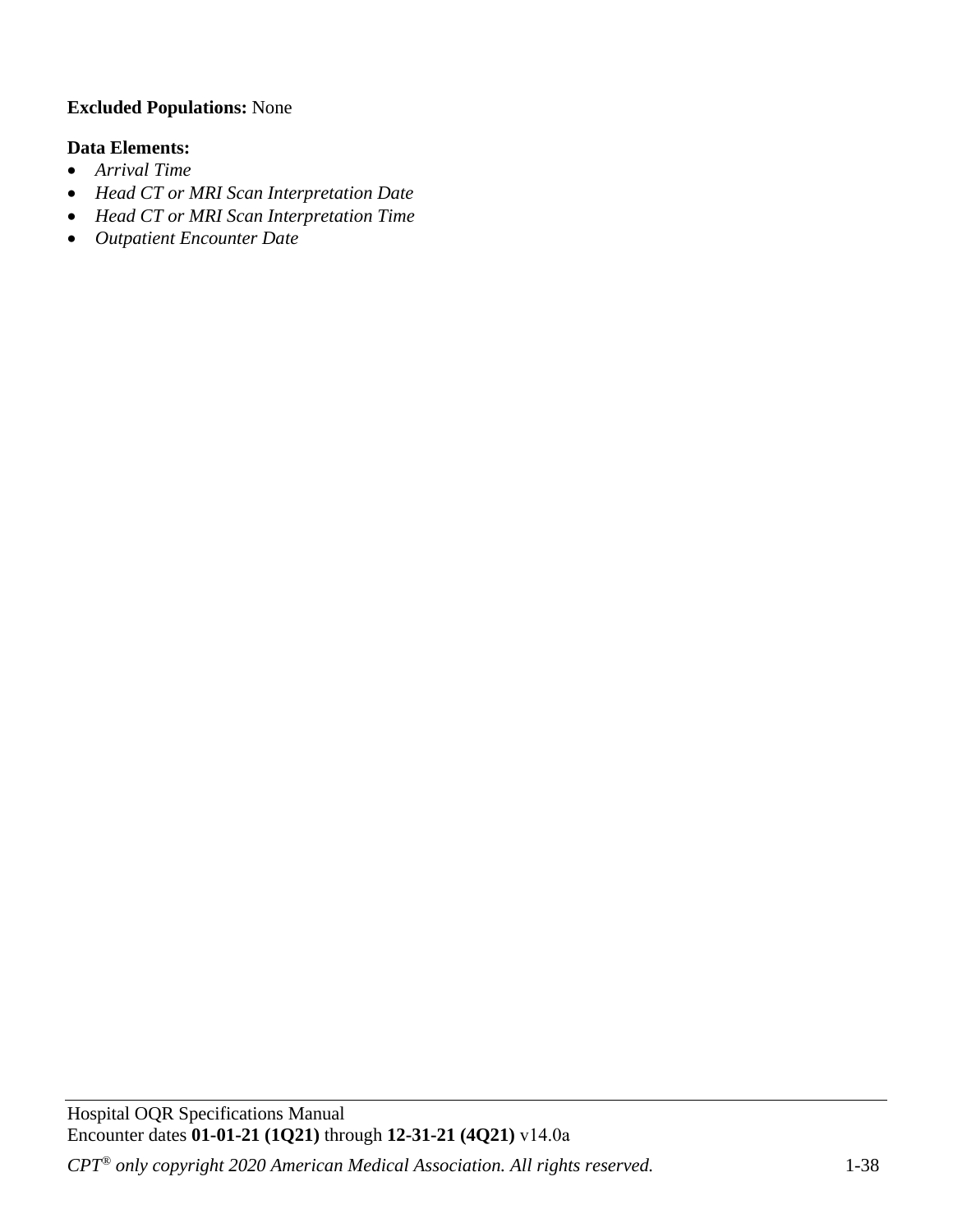**Excluded Populations:** None

**Data Elements:**

- *Arrival Time*
- *Head CT or MRI Scan Interpretation Date*
- *Head CT or MRI Scan Interpretation Time*
- *Outpatient Encounter Date*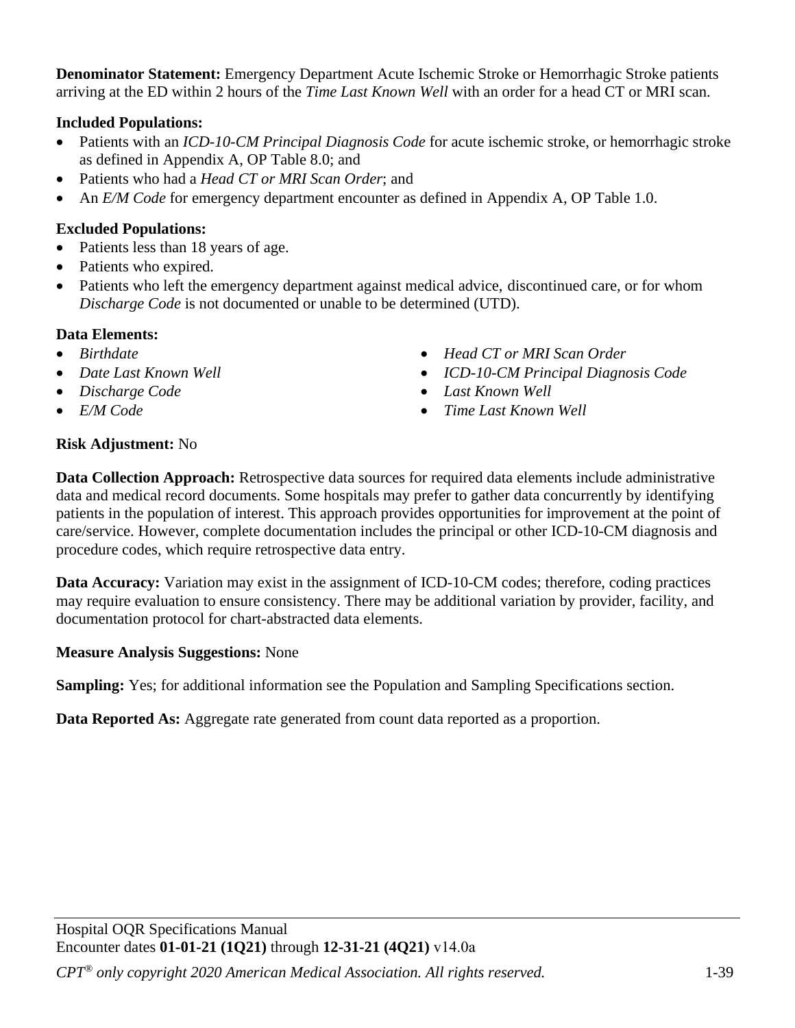**Denominator Statement:** Emergency Department Acute Ischemic Stroke or Hemorrhagic Stroke patients arriving at the ED within 2 hours of the *Time Last Known Well* with an order for a head CT or MRI scan.

**Included Populations:**

- Patients with an *ICD-10-CM Principal Diagnosis Code* for acute ischemic stroke, or hemorrhagic stroke as defined in Appendix A, OP Table 8.0; and
- Patients who had a *Head CT or MRI Scan Order*; and
- An *E/M Code* for emergency department encounter as defined in Appendix A, OP Table 1.0.

**Excluded Populations:**

- Patients less than 18 years of age.
- Patients who expired.
- Patients who left the emergency department against medical advice, discontinued care, or for whom *Discharge Code* is not documented or unable to be determined (UTD).

**Data Elements:**

- *Birthdate*
- *Date Last Known Well*
- *Discharge Code*
- *E/M Code*
- *Head CT or MRI Scan Order*
- *ICD-10-CM Principal Diagnosis Code*
- *Last Known Well*
- *Time Last Known Well*

**Risk Adjustment:** No

**Data Collection Approach:** Retrospective data sources for required data elements include administrative data and medical record documents. Some hospitals may prefer to gather data concurrently by identifying patients in the population of interest. This approach provides opportunities for improvement at the point of care/service. However, complete documentation includes the principal or other ICD-10-CM diagnosis and procedure codes, which require retrospective data entry.

**Data Accuracy:** Variation may exist in the assignment of ICD-10-CM codes; therefore, coding practices may require evaluation to ensure consistency. There may be additional variation by provider, facility, and documentation protocol for chart-abstracted data elements.

**Measure Analysis Suggestions:** None

**Sampling:** Yes; for additional information see the Population and Sampling Specifications section.

**Data Reported As:** Aggregate rate generated from count data reported as a proportion.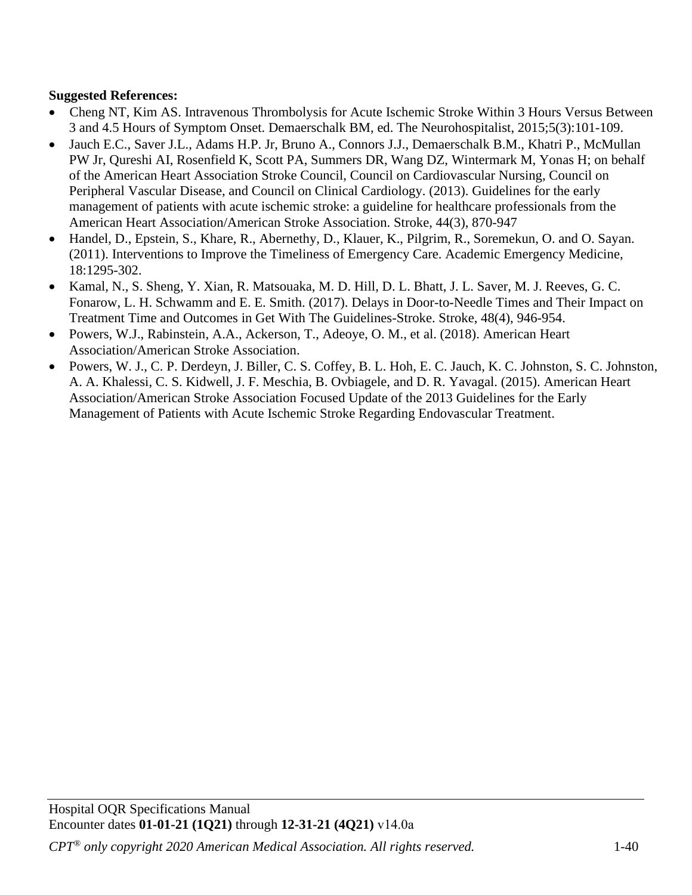**Suggested References:**

- Cheng NT, Kim AS. Intravenous Thrombolysis for Acute Ischemic Stroke Within 3 Hours Versus Between 3 and 4.5 Hours of Symptom Onset. Demaerschalk BM, ed. The Neurohospitalist, 2015;5(3):101-109.
- Jauch E.C., Saver J.L., Adams H.P. Jr, Bruno A., Connors J.J., Demaerschalk B.M., Khatri P., McMullan PW Jr, Qureshi AI, Rosenfield K, Scott PA, Summers DR, Wang DZ, Wintermark M, Yonas H; on behalf of the American Heart Association Stroke Council, Council on Cardiovascular Nursing, Council on Peripheral Vascular Disease, and Council on Clinical Cardiology. (2013). Guidelines for the early management of patients with acute ischemic stroke: a guideline for healthcare professionals from the American Heart Association/American Stroke Association. Stroke, 44(3), 870-947
- Handel, D., Epstein, S., Khare, R., Abernethy, D., Klauer, K., Pilgrim, R., Soremekun, O. and O. Sayan. (2011). Interventions to Improve the Timeliness of Emergency Care. Academic Emergency Medicine, 18:1295-302.
- Kamal, N., S. Sheng, Y. Xian, R. Matsouaka, M. D. Hill, D. L. Bhatt, J. L. Saver, M. J. Reeves, G. C. Fonarow, L. H. Schwamm and E. E. Smith. (2017). Delays in Door-to-Needle Times and Their Impact on Treatment Time and Outcomes in Get With The Guidelines-Stroke. Stroke, 48(4), 946-954.
- Powers, W.J., Rabinstein, A.A., Ackerson, T., Adeoye, O. M., et al. (2018). American Heart Association/American Stroke Association.
- Powers, W. J., C. P. Derdeyn, J. Biller, C. S. Coffey, B. L. Hoh, E. C. Jauch, K. C. Johnston, S. C. Johnston, A. A. Khalessi, C. S. Kidwell, J. F. Meschia, B. Ovbiagele, and D. R. Yavagal. (2015). American Heart Association/American Stroke Association Focused Update of the 2013 Guidelines for the Early Management of Patients with Acute Ischemic Stroke Regarding Endovascular Treatment.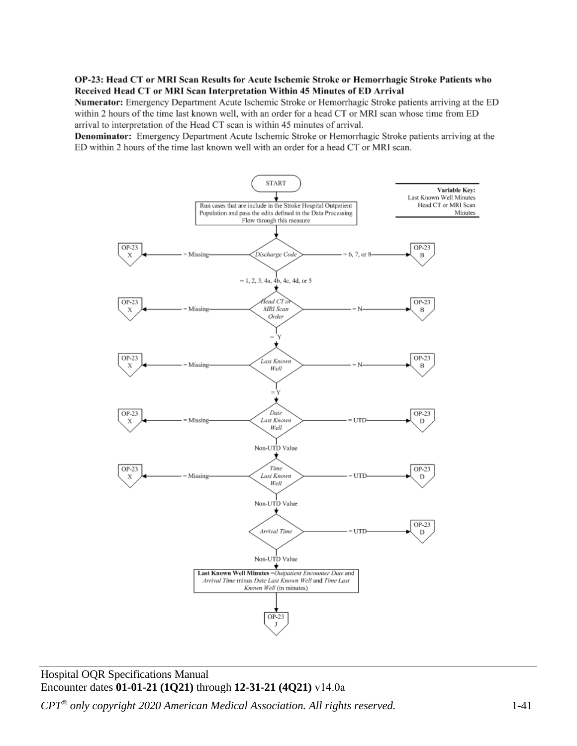**OP-23: Head CT or MRI Scan Results for Acute Ischemic Stroke or Hemorrhagic Stroke Patients who Received Head CT or MRI Scan Interpretation Within 45 Minutes of ED Arrival**

**Numerator:** Emergency Department Acute Ischemic Stroke or Hemorrhagic Stroke patients arriving at the ED within 2 hours of the time last known well, with an order for a head CT or MRI scan whose time from ED arrival to interpretation of the Head CT scan is within 45 minutes of arrival.

**Denominator:** Emergency Department Acute Ischemic Stroke or Hemorrhagic Stroke patients arriving at the ED within 2 hours of the time last known well with an order for a head CT or MRI scan.

**Variable Key:**
Last Known Well Minutes
Head CT or MRI Scan Minutes

START

Run cases that are include in the Stroke Hospital Outpatient Population and pass the edits defined in the Data Processing Flow through this measure

*Discharge Code*
- = Missing → OP-23 X
- = 6, 7, or 8 → OP-23 B
- = 1, 2, 3, 4a, 4b, 4c, 4d, or 5 → continue

*Head CT or MRI Scan Order*
- = Missing → OP-23 X
- = N → OP-23 B
- = Y → continue

*Last Known Well*
- = Missing → OP-23 X
- = N → OP-23 B
- = Y → continue

*Date Last Known Well*
- = Missing → OP-23 X
- = UTD → OP-23 D
- Non-UTD Value → continue

*Time Last Known Well*
- = Missing → OP-23 X
- = UTD → OP-23 D
- Non-UTD Value → continue

*Arrival Time*
- = UTD → OP-23 D
- Non-UTD Value → continue

**Last Known Well Minutes** =*Outpatient Encounter Date* and *Arrival Time* minus *Date Last Known Well* and *Time Last Known Well* (in minutes)

→ OP-23 J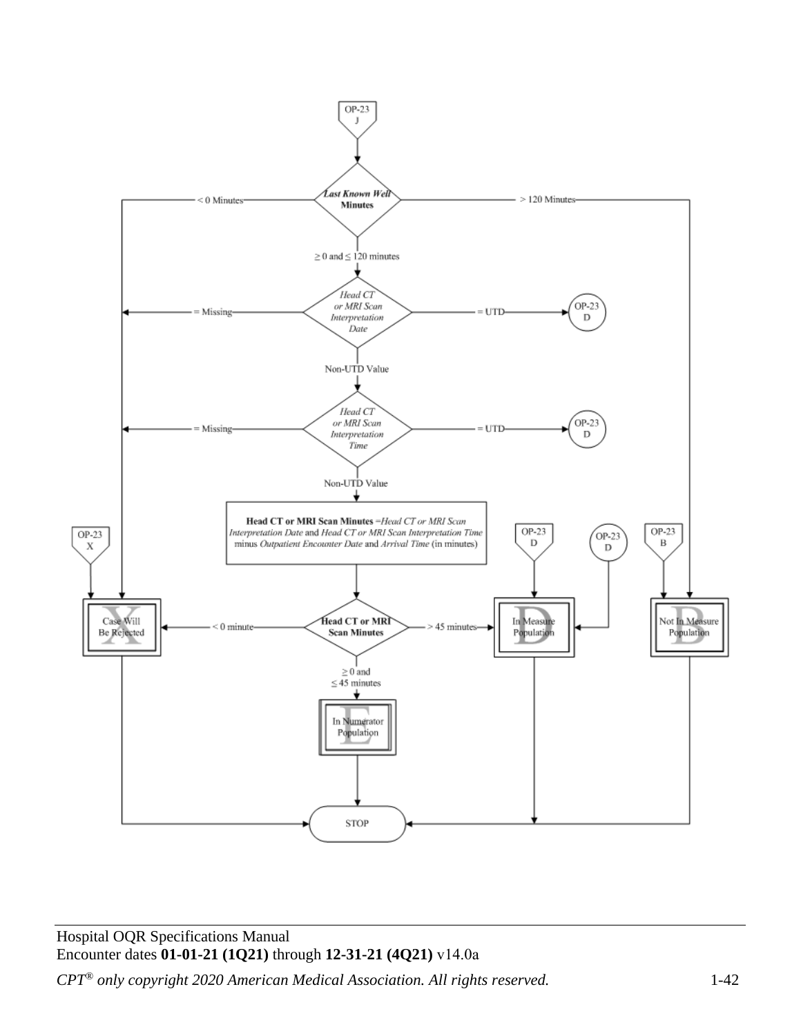OP-23 J

**Last Known Well Minutes**

- < 0 Minutes → Case Will Be Rejected (X)
- > 120 Minutes → Not In Measure Population (B)
- ≥ 0 and ≤ 120 minutes → Head CT or MRI Scan Interpretation Date

*Head CT or MRI Scan Interpretation Date*

- = Missing → Case Will Be Rejected (X)
- = UTD → OP-23 D
- Non-UTD Value → Head CT or MRI Scan Interpretation Time

*Head CT or MRI Scan Interpretation Time*

- = Missing → Case Will Be Rejected (X)
- = UTD → OP-23 D
- Non-UTD Value → Head CT or MRI Scan Minutes

**Head CT or MRI Scan Minutes** =*Head CT or MRI Scan Interpretation Date* and *Head CT or MRI Scan Interpretation Time* minus *Outpatient Encounter Date* and *Arrival Time* (in minutes)

**Head CT or MRI Scan Minutes**

- < 0 minute → Case Will Be Rejected (X)
- > 45 minutes → In Measure Population (D)
- ≥ 0 and ≤ 45 minutes → In Numerator Population (E)

OP-23 X → Case Will Be Rejected (X)

OP-23 D → In Measure Population (D)

OP-23 B → Not In Measure Population (B)

Case Will Be Rejected (X), In Numerator Population (E), In Measure Population (D), Not In Measure Population (B) → STOP

Hospital OQR Specifications Manual
Encounter dates **01-01-21 (1Q21)** through **12-31-21 (4Q21)** v14.0a

*CPT® only copyright 2020 American Medical Association. All rights reserved.*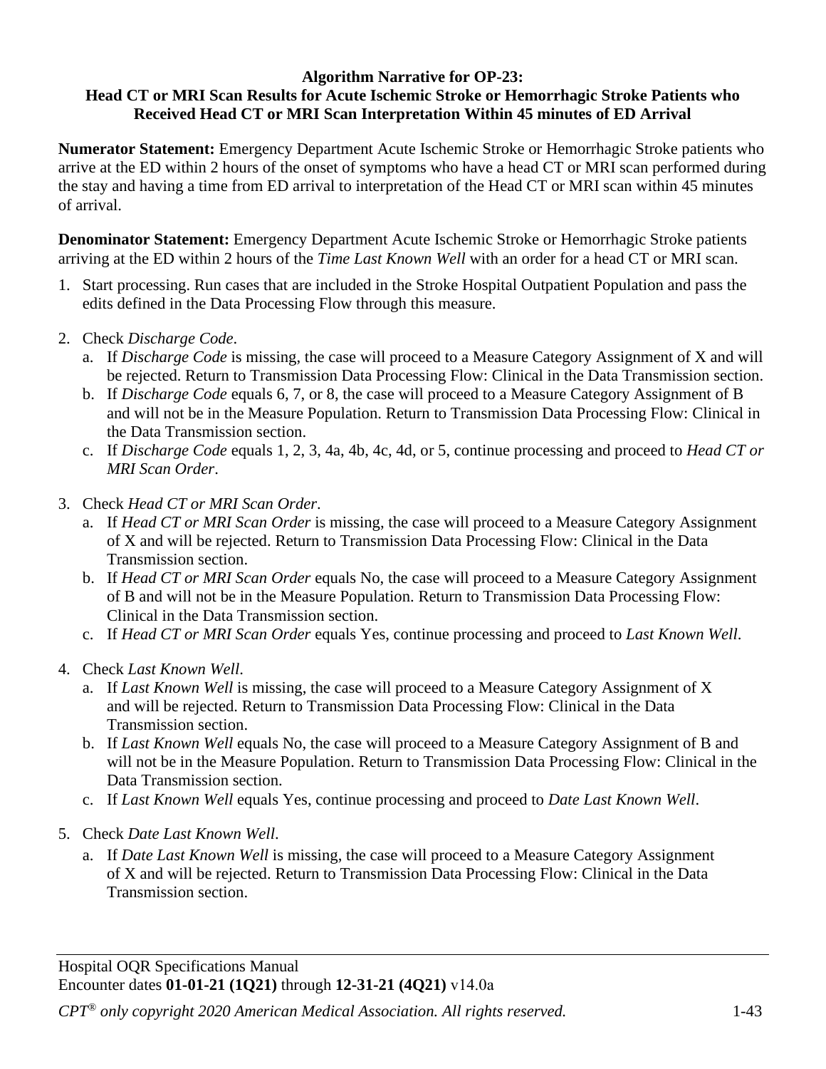**Algorithm Narrative for OP-23:**
**Head CT or MRI Scan Results for Acute Ischemic Stroke or Hemorrhagic Stroke Patients who Received Head CT or MRI Scan Interpretation Within 45 minutes of ED Arrival**

**Numerator Statement:** Emergency Department Acute Ischemic Stroke or Hemorrhagic Stroke patients who arrive at the ED within 2 hours of the onset of symptoms who have a head CT or MRI scan performed during the stay and having a time from ED arrival to interpretation of the Head CT or MRI scan within 45 minutes of arrival.

**Denominator Statement:** Emergency Department Acute Ischemic Stroke or Hemorrhagic Stroke patients arriving at the ED within 2 hours of the *Time Last Known Well* with an order for a head CT or MRI scan.

1. Start processing. Run cases that are included in the Stroke Hospital Outpatient Population and pass the edits defined in the Data Processing Flow through this measure.
2. Check *Discharge Code*.
   a. If *Discharge Code* is missing, the case will proceed to a Measure Category Assignment of X and will be rejected. Return to Transmission Data Processing Flow: Clinical in the Data Transmission section.
   b. If *Discharge Code* equals 6, 7, or 8, the case will proceed to a Measure Category Assignment of B and will not be in the Measure Population. Return to Transmission Data Processing Flow: Clinical in the Data Transmission section.
   c. If *Discharge Code* equals 1, 2, 3, 4a, 4b, 4c, 4d, or 5, continue processing and proceed to *Head CT or MRI Scan Order*.
3. Check *Head CT or MRI Scan Order*.
   a. If *Head CT or MRI Scan Order* is missing, the case will proceed to a Measure Category Assignment of X and will be rejected. Return to Transmission Data Processing Flow: Clinical in the Data Transmission section.
   b. If *Head CT or MRI Scan Order* equals No, the case will proceed to a Measure Category Assignment of B and will not be in the Measure Population. Return to Transmission Data Processing Flow: Clinical in the Data Transmission section.
   c. If *Head CT or MRI Scan Order* equals Yes, continue processing and proceed to *Last Known Well*.
4. Check *Last Known Well*.
   a. If *Last Known Well* is missing, the case will proceed to a Measure Category Assignment of X and will be rejected. Return to Transmission Data Processing Flow: Clinical in the Data Transmission section.
   b. If *Last Known Well* equals No, the case will proceed to a Measure Category Assignment of B and will not be in the Measure Population. Return to Transmission Data Processing Flow: Clinical in the Data Transmission section.
   c. If *Last Known Well* equals Yes, continue processing and proceed to *Date Last Known Well*.
5. Check *Date Last Known Well*.
   a. If *Date Last Known Well* is missing, the case will proceed to a Measure Category Assignment of X and will be rejected. Return to Transmission Data Processing Flow: Clinical in the Data Transmission section.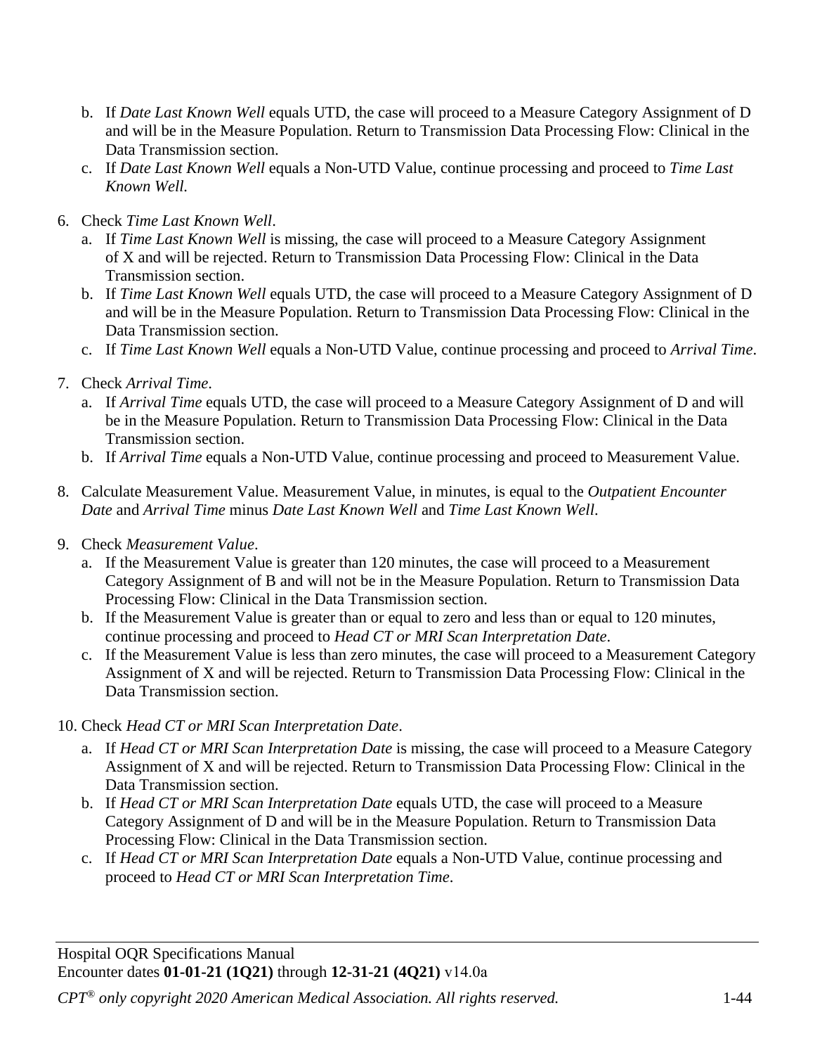b. If *Date Last Known Well* equals UTD, the case will proceed to a Measure Category Assignment of D and will be in the Measure Population. Return to Transmission Data Processing Flow: Clinical in the Data Transmission section.
   c. If *Date Last Known Well* equals a Non-UTD Value, continue processing and proceed to *Time Last Known Well*.

6. Check *Time Last Known Well*.
   a. If *Time Last Known Well* is missing, the case will proceed to a Measure Category Assignment of X and will be rejected. Return to Transmission Data Processing Flow: Clinical in the Data Transmission section.
   b. If *Time Last Known Well* equals UTD, the case will proceed to a Measure Category Assignment of D and will be in the Measure Population. Return to Transmission Data Processing Flow: Clinical in the Data Transmission section.
   c. If *Time Last Known Well* equals a Non-UTD Value, continue processing and proceed to *Arrival Time*.

7. Check *Arrival Time*.
   a. If *Arrival Time* equals UTD, the case will proceed to a Measure Category Assignment of D and will be in the Measure Population. Return to Transmission Data Processing Flow: Clinical in the Data Transmission section.
   b. If *Arrival Time* equals a Non-UTD Value, continue processing and proceed to Measurement Value.

8. Calculate Measurement Value. Measurement Value, in minutes, is equal to the *Outpatient Encounter Date* and *Arrival Time* minus *Date Last Known Well* and *Time Last Known Well*.

9. Check *Measurement Value*.
   a. If the Measurement Value is greater than 120 minutes, the case will proceed to a Measurement Category Assignment of B and will not be in the Measure Population. Return to Transmission Data Processing Flow: Clinical in the Data Transmission section.
   b. If the Measurement Value is greater than or equal to zero and less than or equal to 120 minutes, continue processing and proceed to *Head CT or MRI Scan Interpretation Date*.
   c. If the Measurement Value is less than zero minutes, the case will proceed to a Measurement Category Assignment of X and will be rejected. Return to Transmission Data Processing Flow: Clinical in the Data Transmission section.

10. Check *Head CT or MRI Scan Interpretation Date*.
    a. If *Head CT or MRI Scan Interpretation Date* is missing, the case will proceed to a Measure Category Assignment of X and will be rejected. Return to Transmission Data Processing Flow: Clinical in the Data Transmission section.
    b. If *Head CT or MRI Scan Interpretation Date* equals UTD, the case will proceed to a Measure Category Assignment of D and will be in the Measure Population. Return to Transmission Data Processing Flow: Clinical in the Data Transmission section.
    c. If *Head CT or MRI Scan Interpretation Date* equals a Non-UTD Value, continue processing and proceed to *Head CT or MRI Scan Interpretation Time*.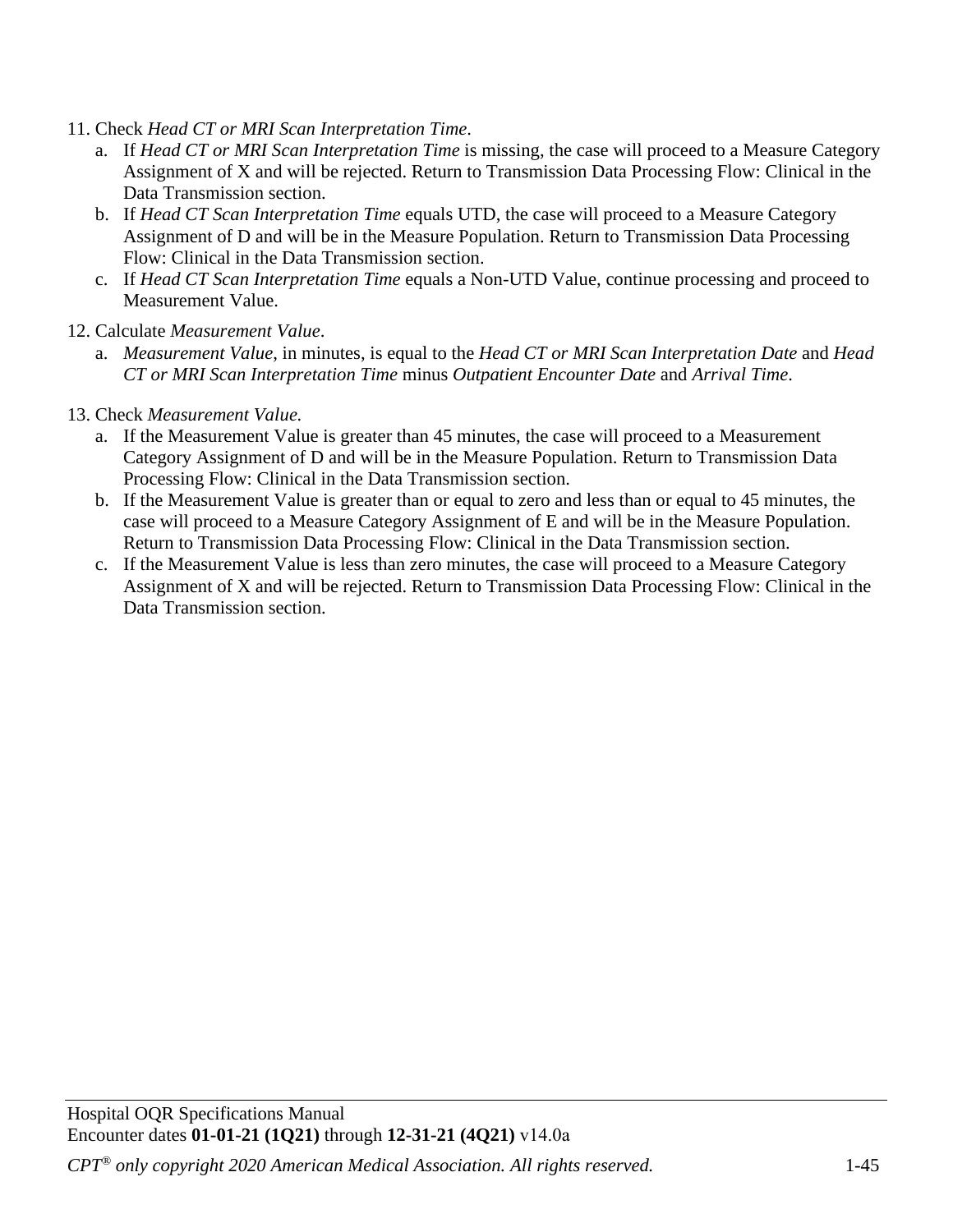11. Check *Head CT or MRI Scan Interpretation Time*.
    a. If *Head CT or MRI Scan Interpretation Time* is missing, the case will proceed to a Measure Category Assignment of X and will be rejected. Return to Transmission Data Processing Flow: Clinical in the Data Transmission section.
    b. If *Head CT Scan Interpretation Time* equals UTD, the case will proceed to a Measure Category Assignment of D and will be in the Measure Population. Return to Transmission Data Processing Flow: Clinical in the Data Transmission section.
    c. If *Head CT Scan Interpretation Time* equals a Non-UTD Value, continue processing and proceed to Measurement Value.

12. Calculate *Measurement Value*.
    a. *Measurement Value*, in minutes, is equal to the *Head CT or MRI Scan Interpretation Date* and *Head CT or MRI Scan Interpretation Time* minus *Outpatient Encounter Date* and *Arrival Time*.

13. Check *Measurement Value.*
    a. If the Measurement Value is greater than 45 minutes, the case will proceed to a Measurement Category Assignment of D and will be in the Measure Population. Return to Transmission Data Processing Flow: Clinical in the Data Transmission section.
    b. If the Measurement Value is greater than or equal to zero and less than or equal to 45 minutes, the case will proceed to a Measure Category Assignment of E and will be in the Measure Population. Return to Transmission Data Processing Flow: Clinical in the Data Transmission section.
    c. If the Measurement Value is less than zero minutes, the case will proceed to a Measure Category Assignment of X and will be rejected. Return to Transmission Data Processing Flow: Clinical in the Data Transmission section.